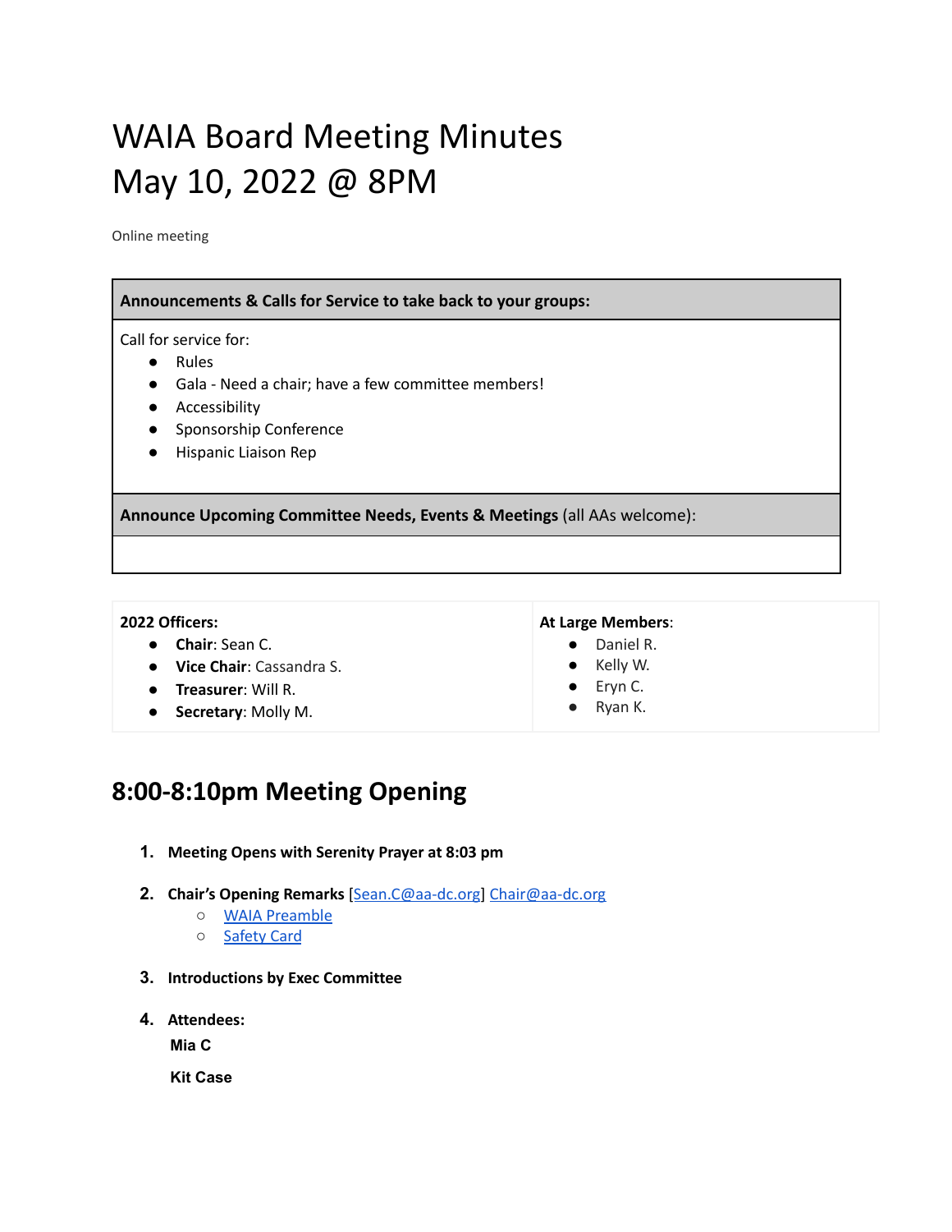# WAIA Board Meeting Minutes
# May 10, 2022 @ 8PM

Online meeting

| **Announcements & Calls for Service to take back to your groups:** |
| --- |
| Call for service for:<br>● Rules<br>● Gala - Need a chair; have a few committee members!<br>● Accessibility<br>● Sponsorship Conference<br>● Hispanic Liaison Rep |
| **Announce Upcoming Committee Needs, Events & Meetings** (all AAs welcome): |
| |

**2022 Officers:**

- **Chair**: Sean C.
- **Vice Chair**: Cassandra S.
- **Treasurer**: Will R.
- **Secretary**: Molly M.

**At Large Members**:

- Daniel R.
- Kelly W.
- Eryn C.
- Ryan K.

## 8:00-8:10pm Meeting Opening

1. **Meeting Opens with Serenity Prayer at 8:03 pm**

2. **Chair's Opening Remarks** [Sean.C@aa-dc.org] Chair@aa-dc.org
   - WAIA Preamble
   - Safety Card

3. **Introductions by Exec Committee**

4. **Attendees:**

   **Mia C**

   **Kit Case**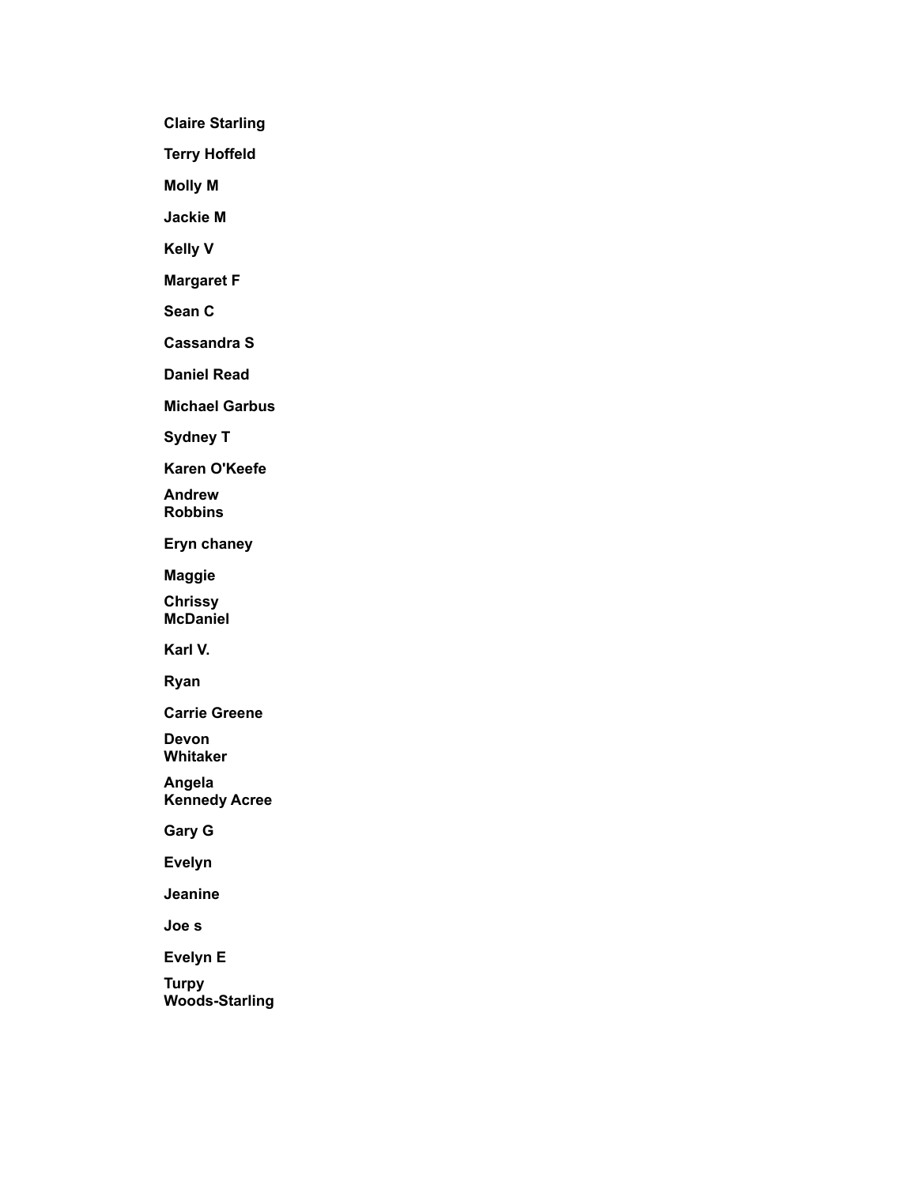**Claire Starling**

**Terry Hoffeld**

**Molly M**

**Jackie M**

**Kelly V**

**Margaret F**

**Sean C**

**Cassandra S**

**Daniel Read**

**Michael Garbus**

**Sydney T**

**Karen O'Keefe**

**Andrew Robbins**

**Eryn chaney**

**Maggie**

**Chrissy McDaniel**

**Karl V.**

**Ryan**

**Carrie Greene**

**Devon Whitaker**

**Angela Kennedy Acree**

**Gary G**

**Evelyn**

**Jeanine**

**Joe s**

**Evelyn E**

**Turpy Woods-Starling**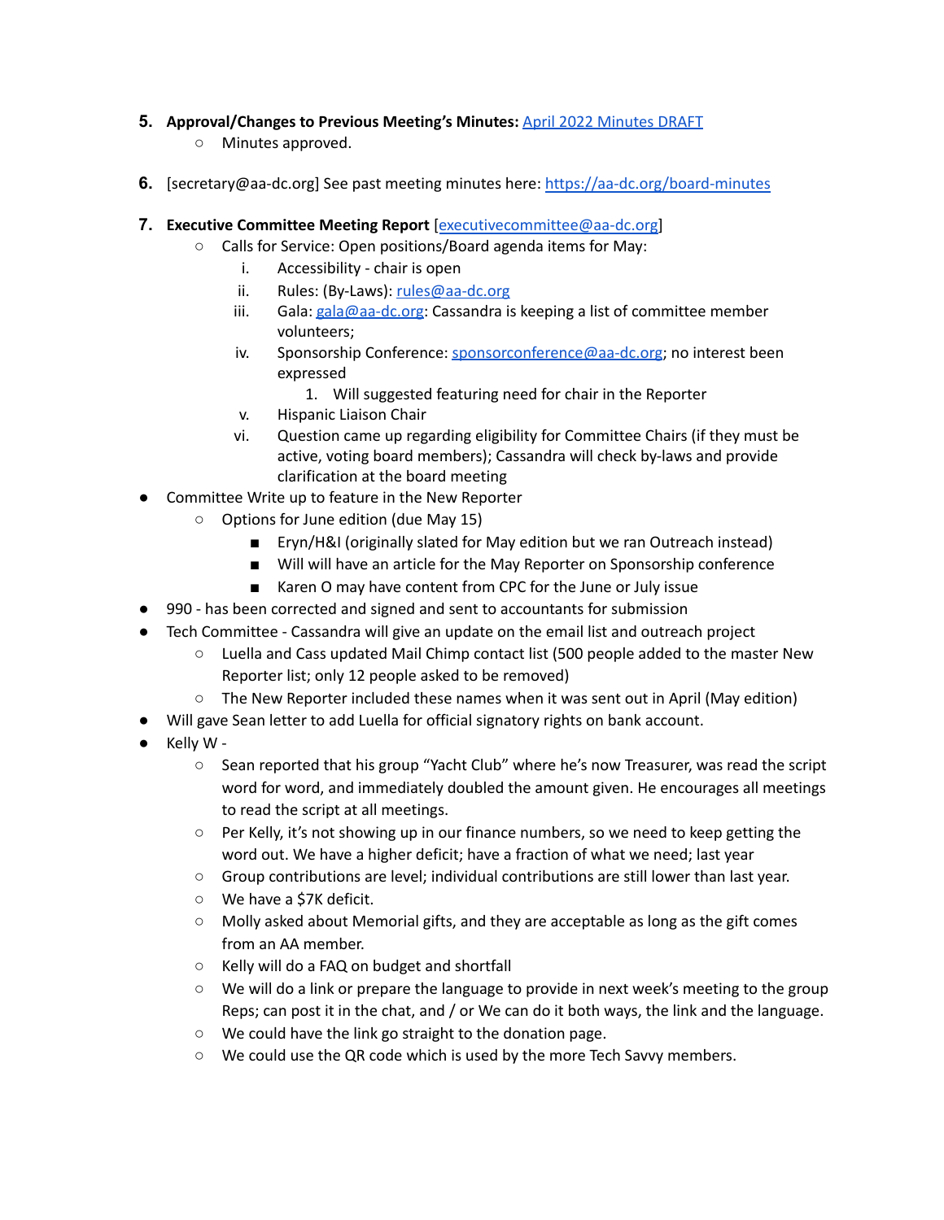5. **Approval/Changes to Previous Meeting's Minutes:** [April 2022 Minutes DRAFT]()
    - Minutes approved.

6. [secretary@aa-dc.org] See past meeting minutes here: [https://aa-dc.org/board-minutes](https://aa-dc.org/board-minutes)

7. **Executive Committee Meeting Report** [[executivecommittee@aa-dc.org](mailto:executivecommittee@aa-dc.org)]
    - Calls for Service: Open positions/Board agenda items for May:
        i. Accessibility - chair is open
        ii. Rules: (By-Laws): [rules@aa-dc.org](mailto:rules@aa-dc.org)
        iii. Gala: [gala@aa-dc.org](mailto:gala@aa-dc.org): Cassandra is keeping a list of committee member volunteers;
        iv. Sponsorship Conference: [sponsorconference@aa-dc.org](mailto:sponsorconference@aa-dc.org); no interest been expressed
            1. Will suggested featuring need for chair in the Reporter
        v. Hispanic Liaison Chair
        vi. Question came up regarding eligibility for Committee Chairs (if they must be active, voting board members); Cassandra will check by-laws and provide clarification at the board meeting

- Committee Write up to feature in the New Reporter
    - Options for June edition (due May 15)
        - Eryn/H&I (originally slated for May edition but we ran Outreach instead)
        - Will will have an article for the May Reporter on Sponsorship conference
        - Karen O may have content from CPC for the June or July issue
- 990 - has been corrected and signed and sent to accountants for submission
- Tech Committee - Cassandra will give an update on the email list and outreach project
    - Luella and Cass updated Mail Chimp contact list (500 people added to the master New Reporter list; only 12 people asked to be removed)
    - The New Reporter included these names when it was sent out in April (May edition)
- Will gave Sean letter to add Luella for official signatory rights on bank account.
- Kelly W -
    - Sean reported that his group "Yacht Club" where he's now Treasurer, was read the script word for word, and immediately doubled the amount given. He encourages all meetings to read the script at all meetings.
    - Per Kelly, it's not showing up in our finance numbers, so we need to keep getting the word out. We have a higher deficit; have a fraction of what we need; last year
    - Group contributions are level; individual contributions are still lower than last year.
    - We have a $7K deficit.
    - Molly asked about Memorial gifts, and they are acceptable as long as the gift comes from an AA member.
    - Kelly will do a FAQ on budget and shortfall
    - We will do a link or prepare the language to provide in next week's meeting to the group Reps; can post it in the chat, and / or We can do it both ways, the link and the language.
    - We could have the link go straight to the donation page.
    - We could use the QR code which is used by the more Tech Savvy members.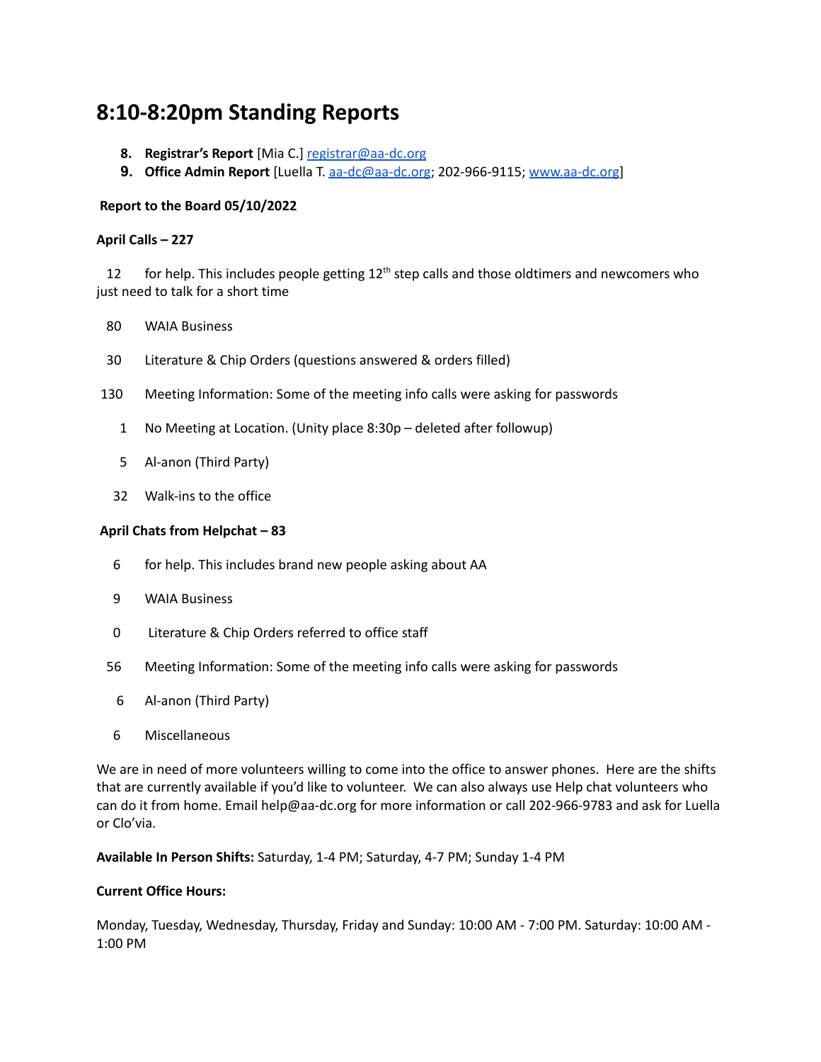# 8:10-8:20pm Standing Reports

8. **Registrar's Report** [Mia C.] registrar@aa-dc.org
9. **Office Admin Report** [Luella T. aa-dc@aa-dc.org; 202-966-9115; www.aa-dc.org]

**Report to the Board 05/10/2022**

**April Calls – 227**

12 for help. This includes people getting 12th step calls and those oldtimers and newcomers who just need to talk for a short time

80 WAIA Business

30 Literature & Chip Orders (questions answered & orders filled)

130 Meeting Information: Some of the meeting info calls were asking for passwords

1 No Meeting at Location. (Unity place 8:30p – deleted after followup)

5 Al-anon (Third Party)

32 Walk-ins to the office

**April Chats from Helpchat – 83**

6 for help. This includes brand new people asking about AA

9 WAIA Business

0 Literature & Chip Orders referred to office staff

56 Meeting Information: Some of the meeting info calls were asking for passwords

6 Al-anon (Third Party)

6 Miscellaneous

We are in need of more volunteers willing to come into the office to answer phones. Here are the shifts that are currently available if you'd like to volunteer. We can also always use Help chat volunteers who can do it from home. Email help@aa-dc.org for more information or call 202-966-9783 and ask for Luella or Clo'via.

**Available In Person Shifts:** Saturday, 1-4 PM; Saturday, 4-7 PM; Sunday 1-4 PM

**Current Office Hours:**

Monday, Tuesday, Wednesday, Thursday, Friday and Sunday: 10:00 AM - 7:00 PM. Saturday: 10:00 AM - 1:00 PM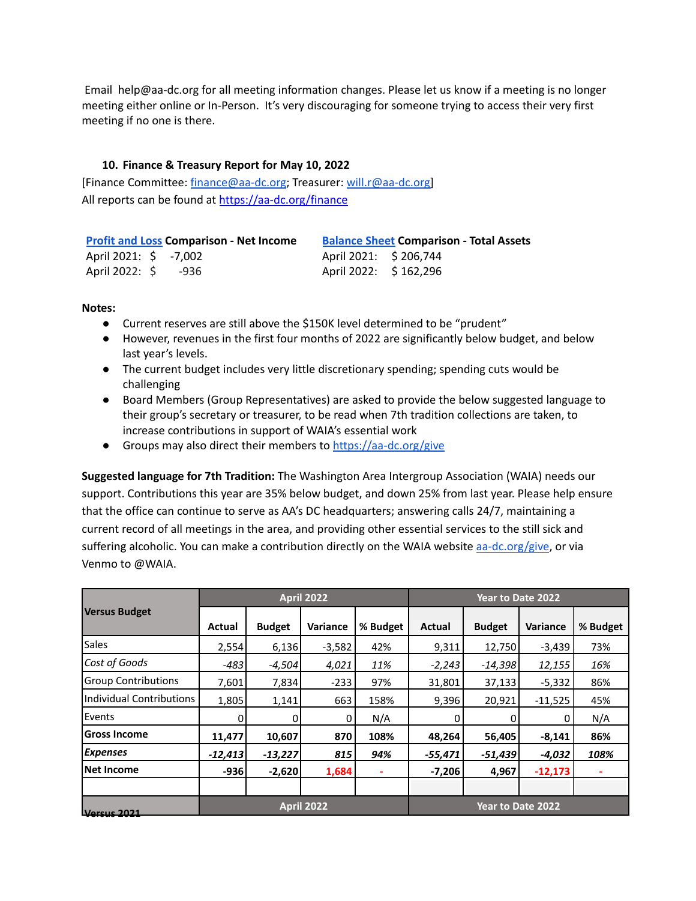Email help@aa-dc.org for all meeting information changes. Please let us know if a meeting is no longer meeting either online or In-Person. It's very discouraging for someone trying to access their very first meeting if no one is there.

### 10. Finance & Treasury Report for May 10, 2022

[Finance Committee: finance@aa-dc.org; Treasurer: will.r@aa-dc.org]
All reports can be found at https://aa-dc.org/finance

**Profit and Loss Comparison - Net Income**
April 2021: $ -7,002
April 2022: $ -936

**Balance Sheet Comparison - Total Assets**
April 2021: $ 206,744
April 2022: $ 162,296

**Notes:**

- Current reserves are still above the $150K level determined to be "prudent"
- However, revenues in the first four months of 2022 are significantly below budget, and below last year's levels.
- The current budget includes very little discretionary spending; spending cuts would be challenging
- Board Members (Group Representatives) are asked to provide the below suggested language to their group's secretary or treasurer, to be read when 7th tradition collections are taken, to increase contributions in support of WAIA's essential work
- Groups may also direct their members to https://aa-dc.org/give

**Suggested language for 7th Tradition:** The Washington Area Intergroup Association (WAIA) needs our support. Contributions this year are 35% below budget, and down 25% from last year. Please help ensure that the office can continue to serve as AA's DC headquarters; answering calls 24/7, maintaining a current record of all meetings in the area, and providing other essential services to the still sick and suffering alcoholic. You can make a contribution directly on the WAIA website aa-dc.org/give, or via Venmo to @WAIA.

| **Versus Budget** | **April 2022** | | | | **Year to Date 2022** | | | |
|---|---|---|---|---|---|---|---|---|
| | **Actual** | **Budget** | **Variance** | **% Budget** | **Actual** | **Budget** | **Variance** | **% Budget** |
| Sales | 2,554 | 6,136 | -3,582 | 42% | 9,311 | 12,750 | -3,439 | 73% |
| *Cost of Goods* | *-483* | *-4,504* | *4,021* | *11%* | *-2,243* | *-14,398* | *12,155* | *16%* |
| Group Contributions | 7,601 | 7,834 | -233 | 97% | 31,801 | 37,133 | -5,332 | 86% |
| Individual Contributions | 1,805 | 1,141 | 663 | 158% | 9,396 | 20,921 | -11,525 | 45% |
| Events | 0 | 0 | 0 | N/A | 0 | 0 | 0 | N/A |
| **Gross Income** | **11,477** | **10,607** | **870** | **108%** | **48,264** | **56,405** | **-8,141** | **86%** |
| ***Expenses*** | ***-12,413*** | ***-13,227*** | ***815*** | ***94%*** | ***-55,471*** | ***-51,439*** | ***-4,032*** | ***108%*** |
| **Net Income** | **-936** | **-2,620** | **1,684** | **-** | **-7,206** | **4,967** | **-12,173** | **-** |
| | | | | | | | | |
| **Versus 2021** | **April 2022** | | | | **Year to Date 2022** | | | |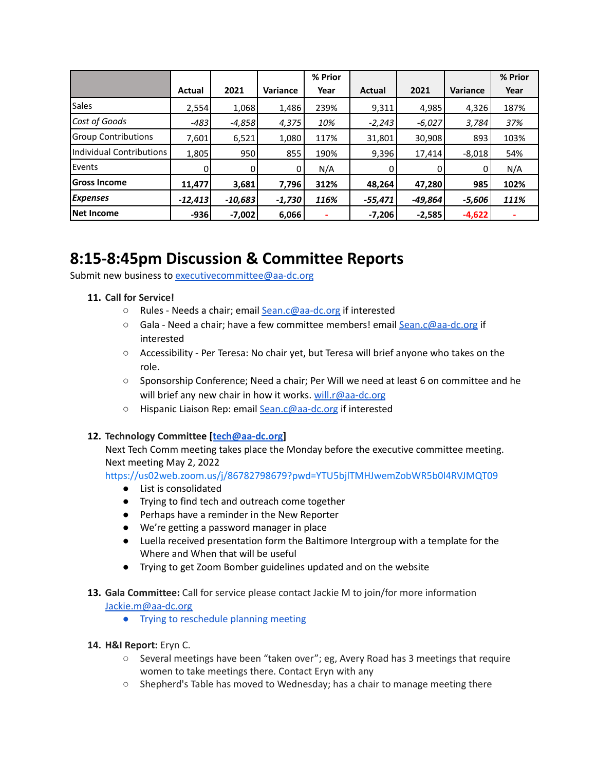| | Actual | 2021 | Variance | % Prior Year | Actual | 2021 | Variance | % Prior Year |
|---|---|---|---|---|---|---|---|---|
| Sales | 2,554 | 1,068 | 1,486 | 239% | 9,311 | 4,985 | 4,326 | 187% |
| *Cost of Goods* | *-483* | *-4,858* | *4,375* | *10%* | *-2,243* | *-6,027* | *3,784* | *37%* |
| Group Contributions | 7,601 | 6,521 | 1,080 | 117% | 31,801 | 30,908 | 893 | 103% |
| Individual Contributions | 1,805 | 950 | 855 | 190% | 9,396 | 17,414 | -8,018 | 54% |
| Events | 0 | 0 | 0 | N/A | 0 | 0 | 0 | N/A |
| **Gross Income** | **11,477** | **3,681** | **7,796** | **312%** | **48,264** | **47,280** | **985** | **102%** |
| ***Expenses*** | ***-12,413*** | ***-10,683*** | ***-1,730*** | ***116%*** | ***-55,471*** | ***-49,864*** | ***-5,606*** | ***111%*** |
| **Net Income** | **-936** | **-7,002** | **6,066** | **-** | **-7,206** | **-2,585** | **-4,622** | **-** |

# 8:15-8:45pm Discussion & Committee Reports

Submit new business to executivecommittee@aa-dc.org

11. **Call for Service!**
    - Rules - Needs a chair; email Sean.c@aa-dc.org if interested
    - Gala - Need a chair; have a few committee members! email Sean.c@aa-dc.org if interested
    - Accessibility - Per Teresa: No chair yet, but Teresa will brief anyone who takes on the role.
    - Sponsorship Conference; Need a chair; Per Will we need at least 6 on committee and he will brief any new chair in how it works. will.r@aa-dc.org
    - Hispanic Liaison Rep: email Sean.c@aa-dc.org if interested

12. **Technology Committee [tech@aa-dc.org]**
    Next Tech Comm meeting takes place the Monday before the executive committee meeting. Next meeting May 2, 2022
    https://us02web.zoom.us/j/86782798679?pwd=YTU5bjlTMHJwemZobWR5b0l4RVJMQT09
    - List is consolidated
    - Trying to find tech and outreach come together
    - Perhaps have a reminder in the New Reporter
    - We're getting a password manager in place
    - Luella received presentation form the Baltimore Intergroup with a template for the Where and When that will be useful
    - Trying to get Zoom Bomber guidelines updated and on the website

13. **Gala Committee:** Call for service please contact Jackie M to join/for more information Jackie.m@aa-dc.org
    - Trying to reschedule planning meeting

14. **H&I Report:** Eryn C.
    - Several meetings have been "taken over"; eg, Avery Road has 3 meetings that require women to take meetings there. Contact Eryn with any
    - Shepherd's Table has moved to Wednesday; has a chair to manage meeting there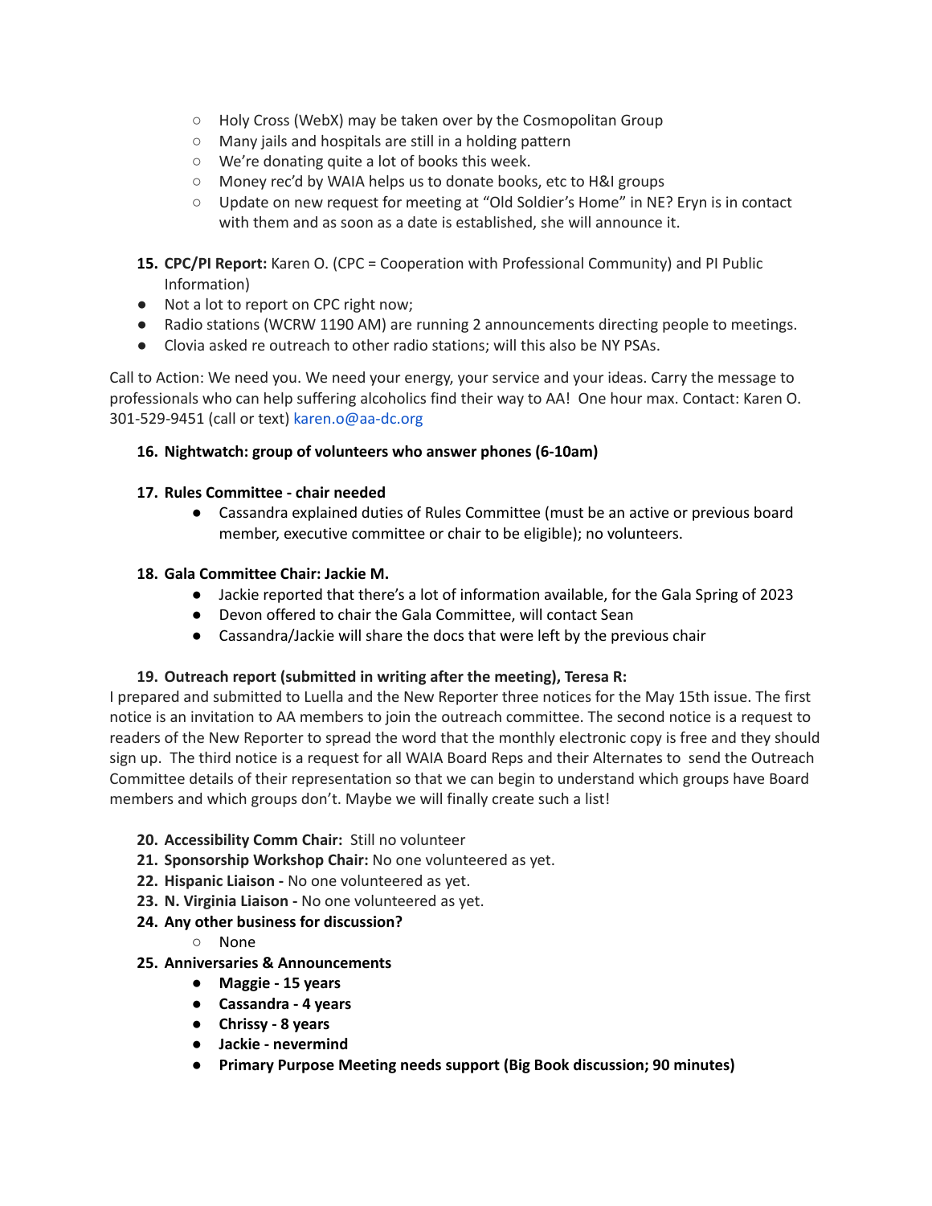- Holy Cross (WebX) may be taken over by the Cosmopolitan Group
  - Many jails and hospitals are still in a holding pattern
  - We're donating quite a lot of books this week.
  - Money rec'd by WAIA helps us to donate books, etc to H&I groups
  - Update on new request for meeting at "Old Soldier's Home" in NE? Eryn is in contact with them and as soon as a date is established, she will announce it.

15. **CPC/PI Report:** Karen O. (CPC = Cooperation with Professional Community) and PI Public Information)

- Not a lot to report on CPC right now;
- Radio stations (WCRW 1190 AM) are running 2 announcements directing people to meetings.
- Clovia asked re outreach to other radio stations; will this also be NY PSAs.

Call to Action: We need you. We need your energy, your service and your ideas. Carry the message to professionals who can help suffering alcoholics find their way to AA! One hour max. Contact: Karen O. 301-529-9451 (call or text) karen.o@aa-dc.org

16. **Nightwatch: group of volunteers who answer phones (6-10am)**

17. **Rules Committee - chair needed**
    - Cassandra explained duties of Rules Committee (must be an active or previous board member, executive committee or chair to be eligible); no volunteers.

18. **Gala Committee Chair: Jackie M.**
    - Jackie reported that there's a lot of information available, for the Gala Spring of 2023
    - Devon offered to chair the Gala Committee, will contact Sean
    - Cassandra/Jackie will share the docs that were left by the previous chair

19. **Outreach report (submitted in writing after the meeting), Teresa R:**

I prepared and submitted to Luella and the New Reporter three notices for the May 15th issue. The first notice is an invitation to AA members to join the outreach committee. The second notice is a request to readers of the New Reporter to spread the word that the monthly electronic copy is free and they should sign up. The third notice is a request for all WAIA Board Reps and their Alternates to send the Outreach Committee details of their representation so that we can begin to understand which groups have Board members and which groups don't. Maybe we will finally create such a list!

20. **Accessibility Comm Chair:** Still no volunteer
21. **Sponsorship Workshop Chair:** No one volunteered as yet.
22. **Hispanic Liaison -** No one volunteered as yet.
23. **N. Virginia Liaison -** No one volunteered as yet.
24. **Any other business for discussion?**
    - None
25. **Anniversaries & Announcements**
    - **Maggie - 15 years**
    - **Cassandra - 4 years**
    - **Chrissy - 8 years**
    - **Jackie - nevermind**
    - **Primary Purpose Meeting needs support (Big Book discussion; 90 minutes)**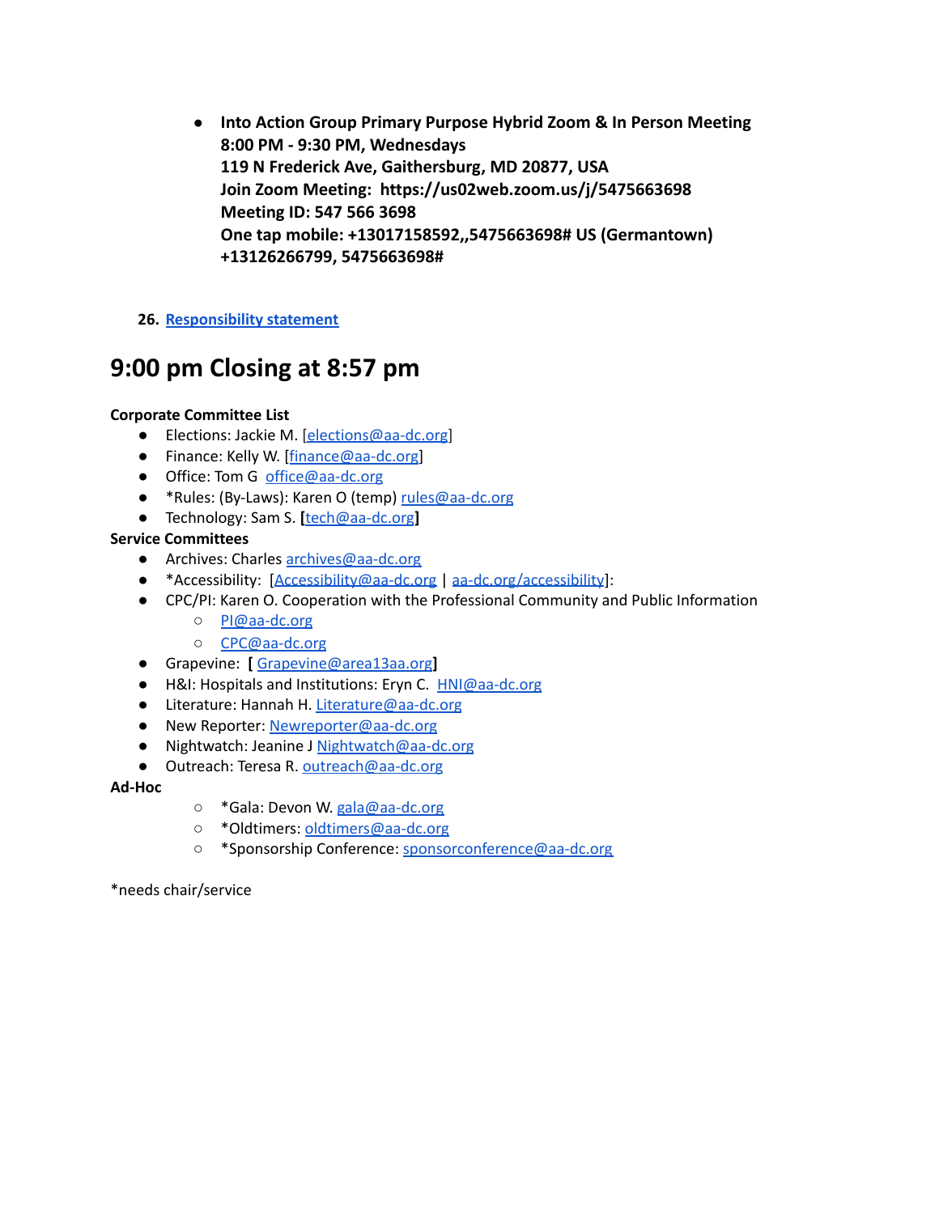- **Into Action Group Primary Purpose Hybrid Zoom & In Person Meeting**
  **8:00 PM - 9:30 PM, Wednesdays**
  **119 N Frederick Ave, Gaithersburg, MD 20877, USA**
  **Join Zoom Meeting: https://us02web.zoom.us/j/5475663698**
  **Meeting ID: 547 566 3698**
  **One tap mobile: +13017158592,,5475663698# US (Germantown)**
  **+13126266799, 5475663698#**

26. **Responsibility statement**

# 9:00 pm Closing at 8:57 pm

**Corporate Committee List**

- Elections: Jackie M. [elections@aa-dc.org]
- Finance: Kelly W. [finance@aa-dc.org]
- Office: Tom G office@aa-dc.org
- *Rules: (By-Laws): Karen O (temp) rules@aa-dc.org
- Technology: Sam S. **[**tech@aa-dc.org**]**

**Service Committees**

- Archives: Charles archives@aa-dc.org
- *Accessibility: [Accessibility@aa-dc.org | aa-dc.org/accessibility]:
- CPC/PI: Karen O. Cooperation with the Professional Community and Public Information
  - PI@aa-dc.org
  - CPC@aa-dc.org
- Grapevine: **[** Grapevine@area13aa.org**]**
- H&I: Hospitals and Institutions: Eryn C. HNI@aa-dc.org
- Literature: Hannah H. Literature@aa-dc.org
- New Reporter: Newreporter@aa-dc.org
- Nightwatch: Jeanine J Nightwatch@aa-dc.org
- Outreach: Teresa R. outreach@aa-dc.org

**Ad-Hoc**

- *Gala: Devon W. gala@aa-dc.org
- *Oldtimers: oldtimers@aa-dc.org
- *Sponsorship Conference: sponsorconference@aa-dc.org

*needs chair/service